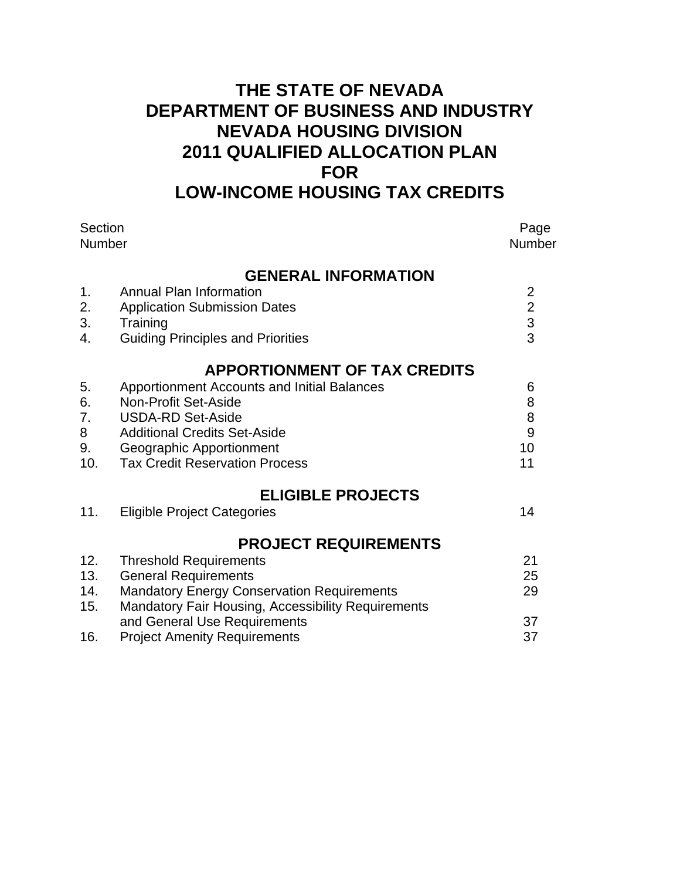# THE STATE OF NEVADA
# DEPARTMENT OF BUSINESS AND INDUSTRY
# NEVADA HOUSING DIVISION
# 2011 QUALIFIED ALLOCATION PLAN
# FOR
# LOW-INCOME HOUSING TAX CREDITS

| Section Number | | Page Number |
|---|---|---|
| | **GENERAL INFORMATION** | |
| 1. | Annual Plan Information | 2 |
| 2. | Application Submission Dates | 2 |
| 3. | Training | 3 |
| 4. | Guiding Principles and Priorities | 3 |
| | **APPORTIONMENT OF TAX CREDITS** | |
| 5. | Apportionment Accounts and Initial Balances | 6 |
| 6. | Non-Profit Set-Aside | 8 |
| 7. | USDA-RD Set-Aside | 8 |
| 8 | Additional Credits Set-Aside | 9 |
| 9. | Geographic Apportionment | 10 |
| 10. | Tax Credit Reservation Process | 11 |
| | **ELIGIBLE PROJECTS** | |
| 11. | Eligible Project Categories | 14 |
| | **PROJECT REQUIREMENTS** | |
| 12. | Threshold Requirements | 21 |
| 13. | General Requirements | 25 |
| 14. | Mandatory Energy Conservation Requirements | 29 |
| 15. | Mandatory Fair Housing, Accessibility Requirements and General Use Requirements | 37 |
| 16. | Project Amenity Requirements | 37 |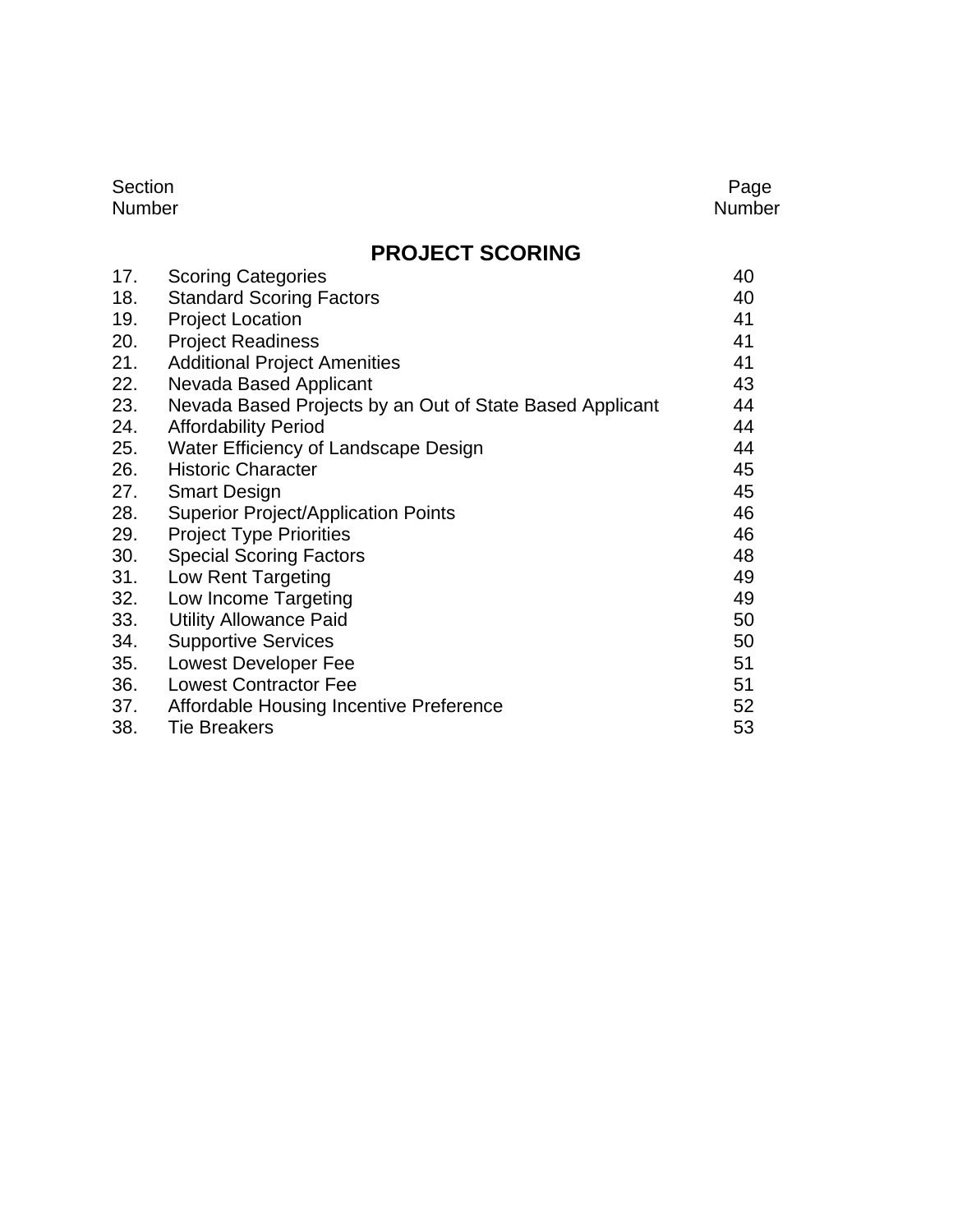| Section Number | | Page Number |
|---|---|---|
| | **PROJECT SCORING** | |
| 17. | Scoring Categories | 40 |
| 18. | Standard Scoring Factors | 40 |
| 19. | Project Location | 41 |
| 20. | Project Readiness | 41 |
| 21. | Additional Project Amenities | 41 |
| 22. | Nevada Based Applicant | 43 |
| 23. | Nevada Based Projects by an Out of State Based Applicant | 44 |
| 24. | Affordability Period | 44 |
| 25. | Water Efficiency of Landscape Design | 44 |
| 26. | Historic Character | 45 |
| 27. | Smart Design | 45 |
| 28. | Superior Project/Application Points | 46 |
| 29. | Project Type Priorities | 46 |
| 30. | Special Scoring Factors | 48 |
| 31. | Low Rent Targeting | 49 |
| 32. | Low Income Targeting | 49 |
| 33. | Utility Allowance Paid | 50 |
| 34. | Supportive Services | 50 |
| 35. | Lowest Developer Fee | 51 |
| 36. | Lowest Contractor Fee | 51 |
| 37. | Affordable Housing Incentive Preference | 52 |
| 38. | Tie Breakers | 53 |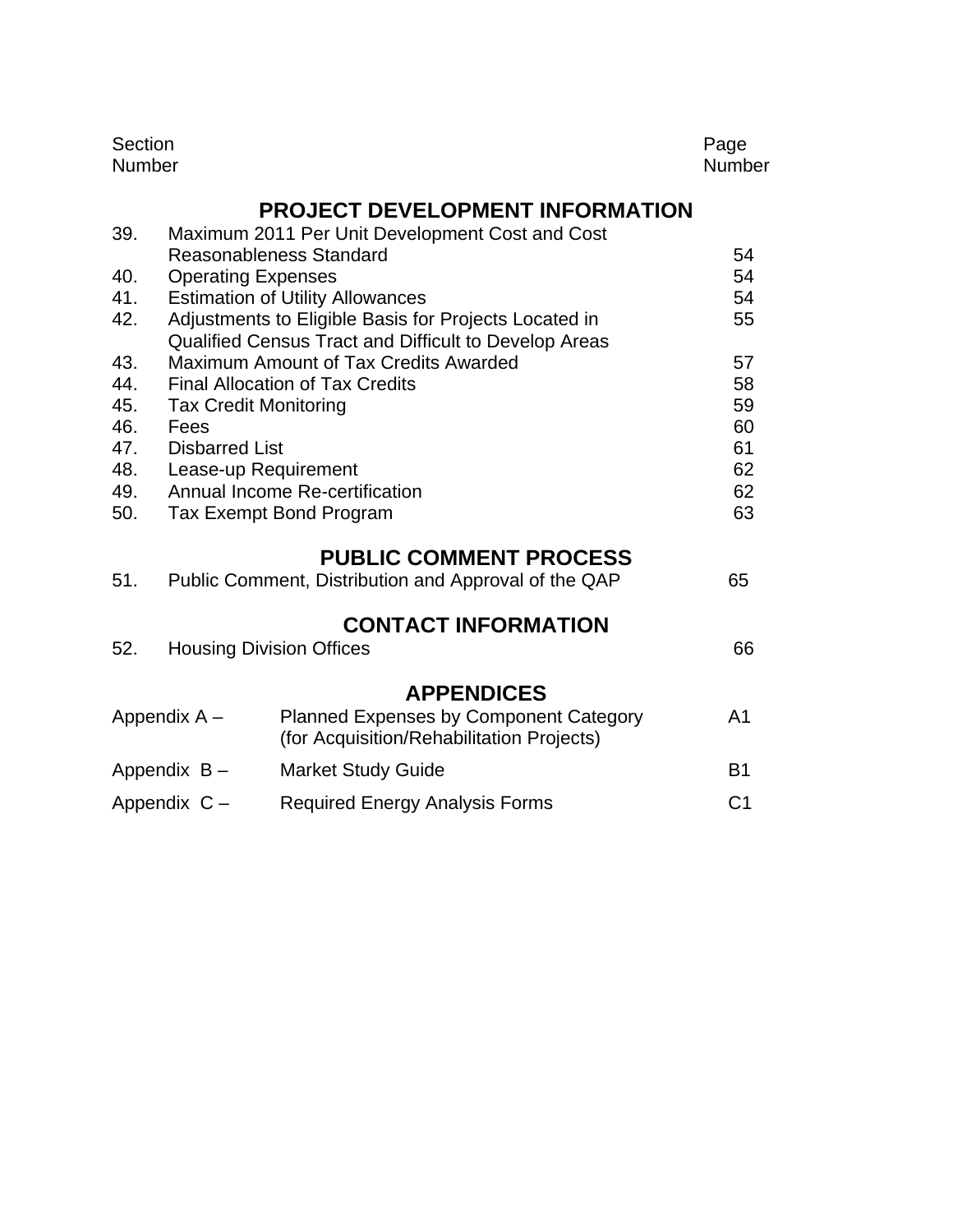| Section Number | | Page Number |
|---|---|---|
| | **PROJECT DEVELOPMENT INFORMATION** | |
| 39. | Maximum 2011 Per Unit Development Cost and Cost Reasonableness Standard | 54 |
| 40. | Operating Expenses | 54 |
| 41. | Estimation of Utility Allowances | 54 |
| 42. | Adjustments to Eligible Basis for Projects Located in Qualified Census Tract and Difficult to Develop Areas | 55 |
| 43. | Maximum Amount of Tax Credits Awarded | 57 |
| 44. | Final Allocation of Tax Credits | 58 |
| 45. | Tax Credit Monitoring | 59 |
| 46. | Fees | 60 |
| 47. | Disbarred List | 61 |
| 48. | Lease-up Requirement | 62 |
| 49. | Annual Income Re-certification | 62 |
| 50. | Tax Exempt Bond Program | 63 |
| | **PUBLIC COMMENT PROCESS** | |
| 51. | Public Comment, Distribution and Approval of the QAP | 65 |
| | **CONTACT INFORMATION** | |
| 52. | Housing Division Offices | 66 |
| | **APPENDICES** | |
| Appendix A – | Planned Expenses by Component Category (for Acquisition/Rehabilitation Projects) | A1 |
| Appendix B – | Market Study Guide | B1 |
| Appendix C – | Required Energy Analysis Forms | C1 |